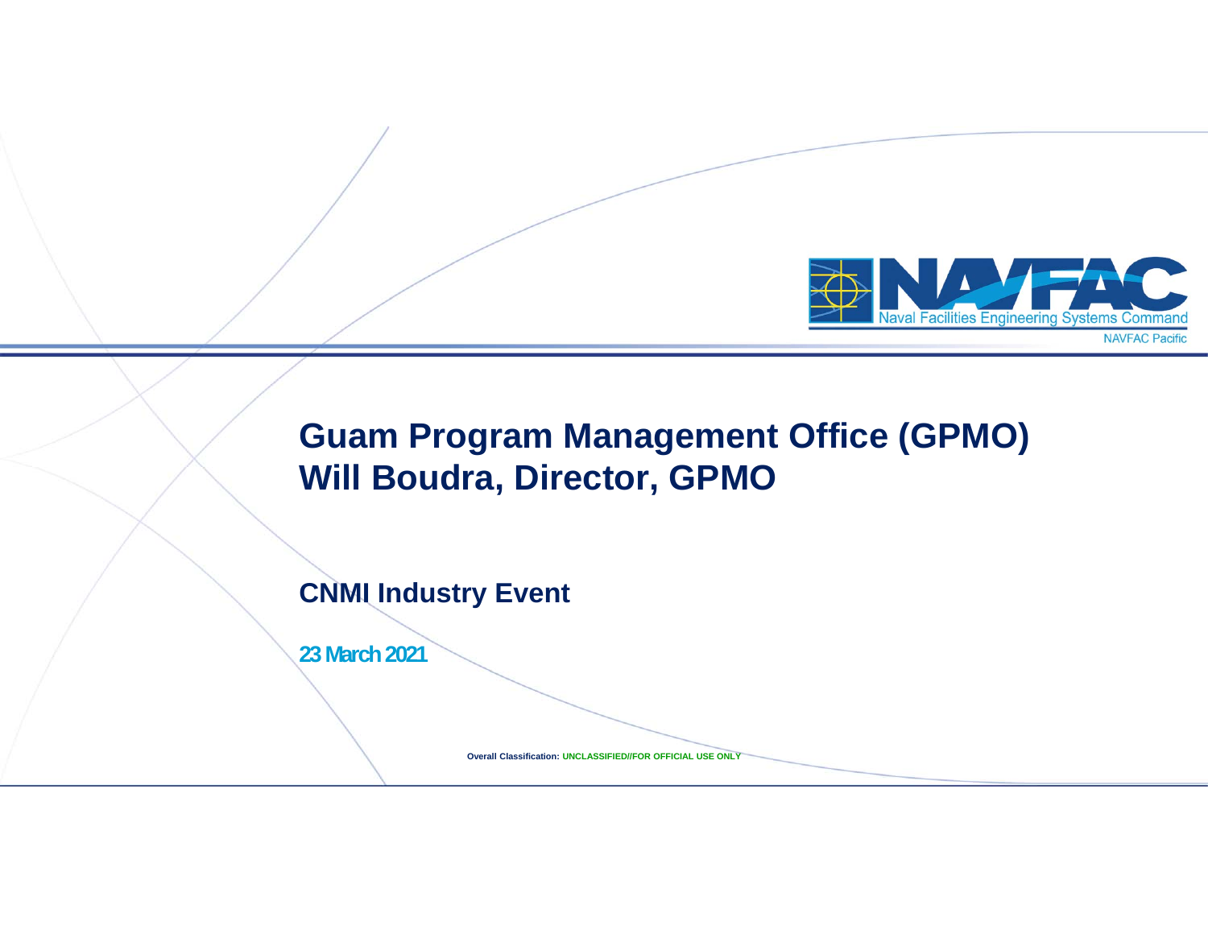NAVFAC
Naval Facilities Engineering Systems Command
NAVFAC Pacific

# Guam Program Management Office (GPMO)
# Will Boudra, Director, GPMO

## CNMI Industry Event

**23 March 2021**

Overall Classification: UNCLASSIFIED//FOR OFFICIAL USE ONLY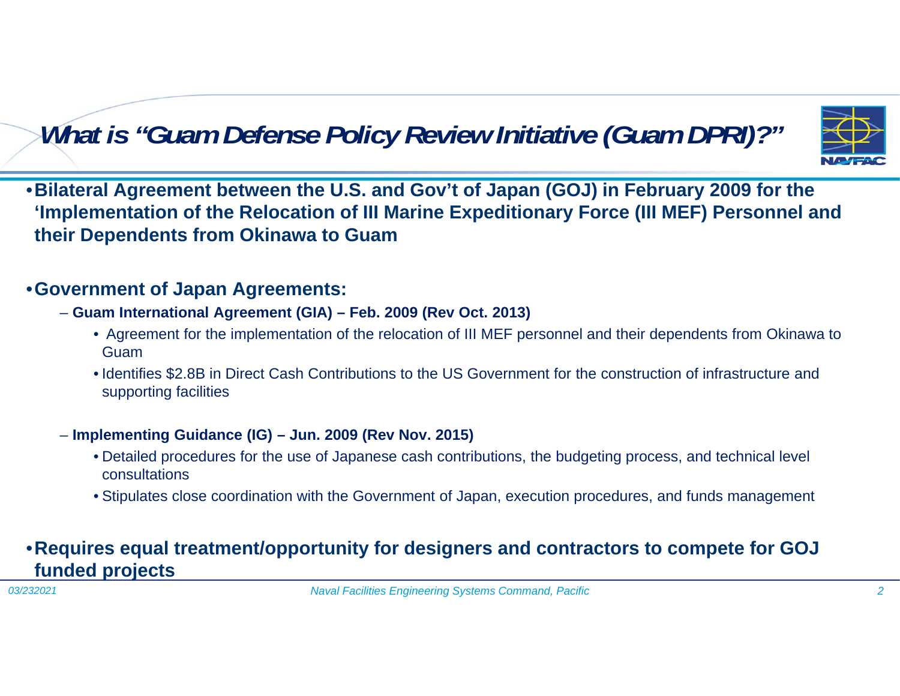# *What is "Guam Defense Policy Review Initiative (Guam DPRI)?"*

- **Bilateral Agreement between the U.S. and Gov't of Japan (GOJ) in February 2009 for the 'Implementation of the Relocation of III Marine Expeditionary Force (III MEF) Personnel and their Dependents from Okinawa to Guam**

- **Government of Japan Agreements:**
  - **Guam International Agreement (GIA) – Feb. 2009 (Rev Oct. 2013)**
    - Agreement for the implementation of the relocation of III MEF personnel and their dependents from Okinawa to Guam
    - Identifies $2.8B in Direct Cash Contributions to the US Government for the construction of infrastructure and supporting facilities
  - **Implementing Guidance (IG) – Jun. 2009 (Rev Nov. 2015)**
    - Detailed procedures for the use of Japanese cash contributions, the budgeting process, and technical level consultations
    - Stipulates close coordination with the Government of Japan, execution procedures, and funds management

- **Requires equal treatment/opportunity for designers and contractors to compete for GOJ funded projects**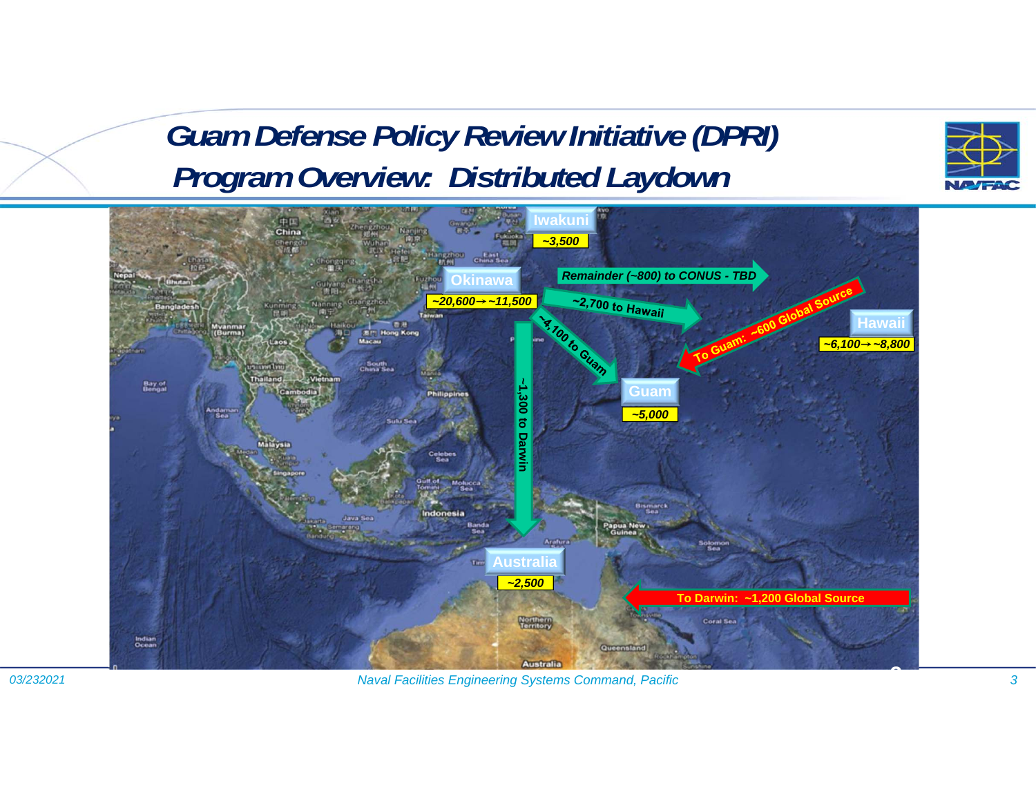# Guam Defense Policy Review Initiative (DPRI)

## Program Overview: Distributed Laydown

**Iwakuni**
~3,500

**Okinawa**
~20,600→ ~11,500

Remainder (~800) to CONUS - TBD

~2,700 to Hawaii

~4,100 to Guam

~1,300 to Darwin

To Guam: ~600 Global Source

**Hawaii**
~6,100→ ~8,800

**Guam**
~5,000

**Australia**
~2,500

To Darwin: ~1,200 Global Source

03/232021

Naval Facilities Engineering Systems Command, Pacific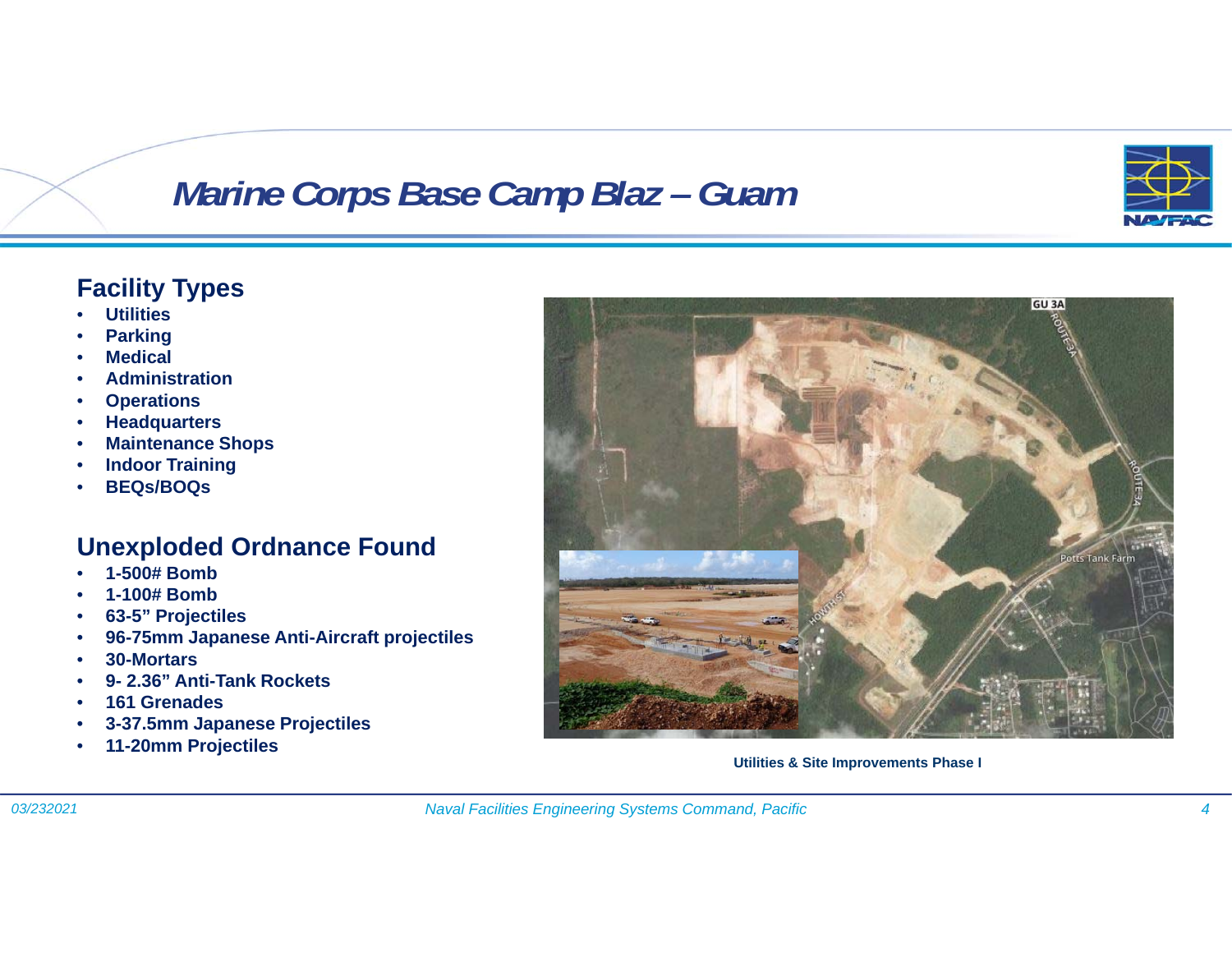# Marine Corps Base Camp Blaz – Guam

## Facility Types

- Utilities
- Parking
- Medical
- Administration
- Operations
- Headquarters
- Maintenance Shops
- Indoor Training
- BEQs/BOQs

## Unexploded Ordnance Found

- 1-500# Bomb
- 1-100# Bomb
- 63-5" Projectiles
- 96-75mm Japanese Anti-Aircraft projectiles
- 30-Mortars
- 9- 2.36" Anti-Tank Rockets
- 161 Grenades
- 3-37.5mm Japanese Projectiles
- 11-20mm Projectiles

Utilities & Site Improvements Phase I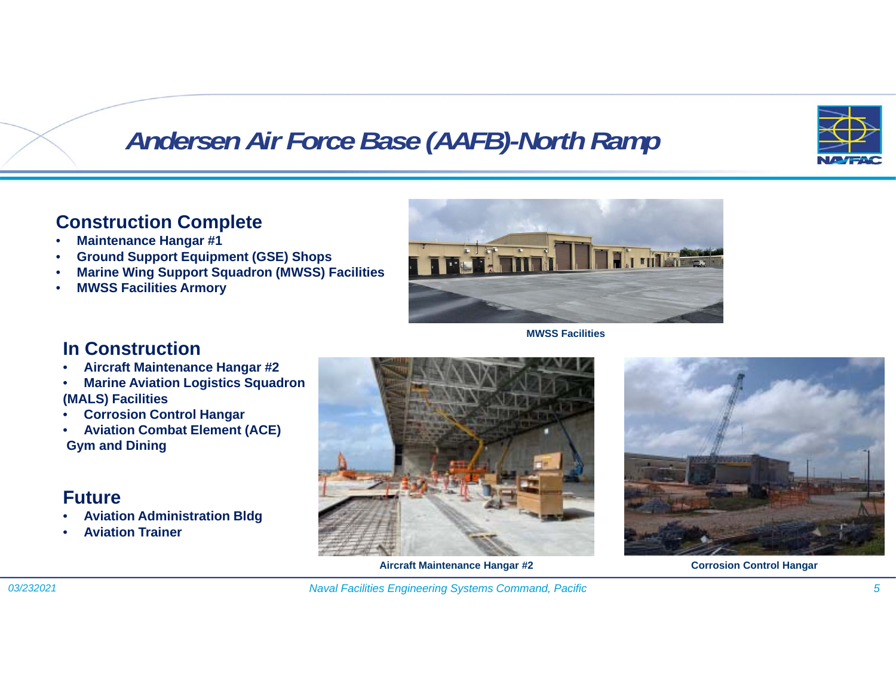# Andersen Air Force Base (AAFB)-North Ramp

## Construction Complete

- Maintenance Hangar #1
- Ground Support Equipment (GSE) Shops
- Marine Wing Support Squadron (MWSS) Facilities
- MWSS Facilities Armory

MWSS Facilities

## In Construction

- Aircraft Maintenance Hangar #2
- Marine Aviation Logistics Squadron (MALS) Facilities
- Corrosion Control Hangar
- Aviation Combat Element (ACE) Gym and Dining

## Future

- Aviation Administration Bldg
- Aviation Trainer

Aircraft Maintenance Hangar #2

Corrosion Control Hangar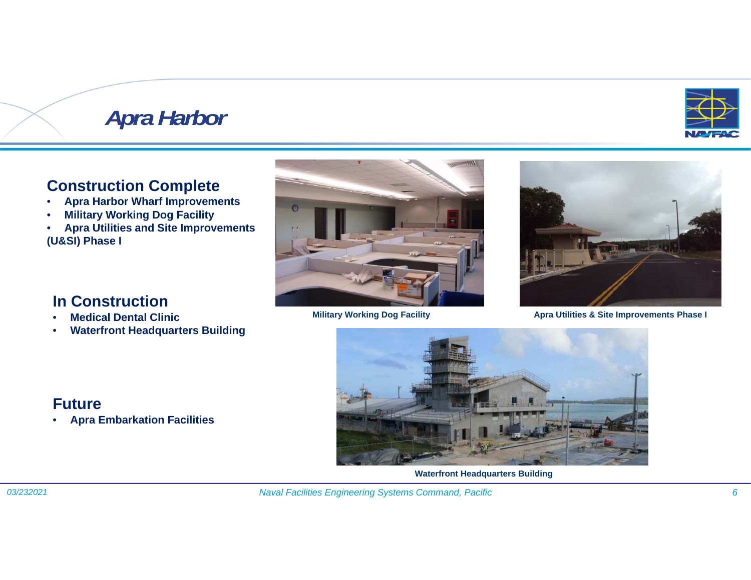# Apra Harbor

## Construction Complete

- Apra Harbor Wharf Improvements
- Military Working Dog Facility
- Apra Utilities and Site Improvements (U&SI) Phase I

## In Construction

- Medical Dental Clinic
- Waterfront Headquarters Building

## Future

- Apra Embarkation Facilities

Military Working Dog Facility

Apra Utilities & Site Improvements Phase I

Waterfront Headquarters Building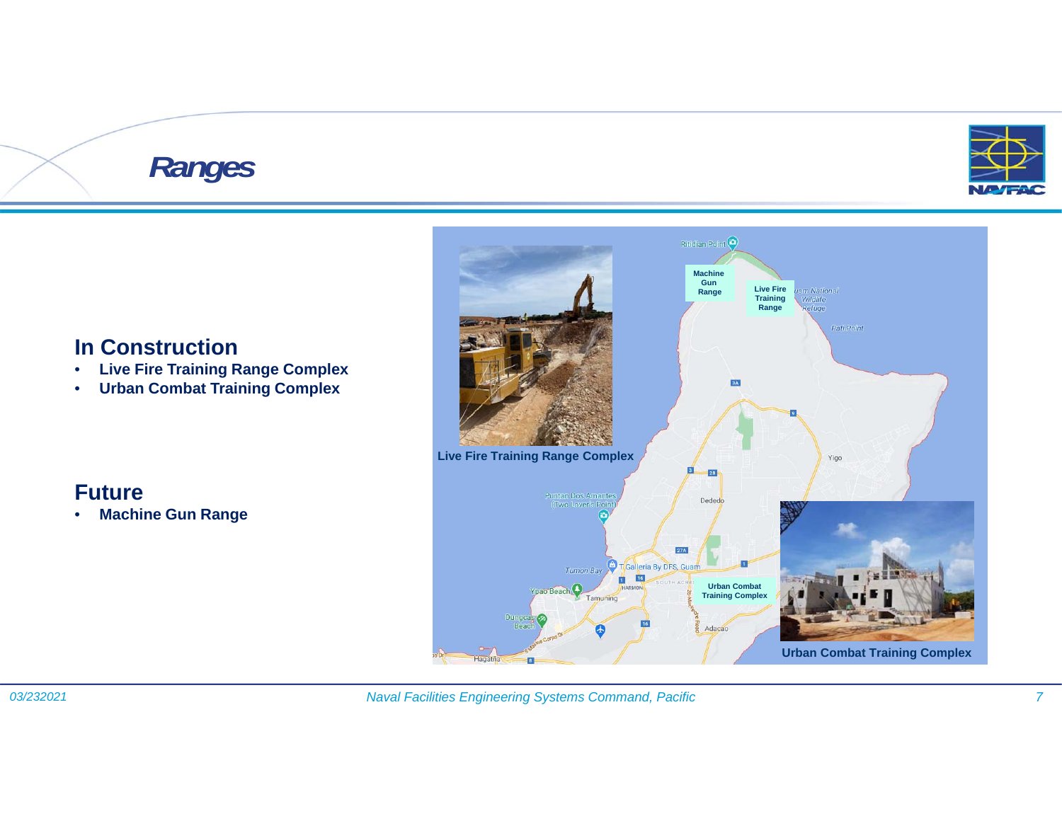# Ranges

## In Construction

- **Live Fire Training Range Complex**
- **Urban Combat Training Complex**

## Future

- **Machine Gun Range**

**Live Fire Training Range Complex**

**Urban Combat Training Complex**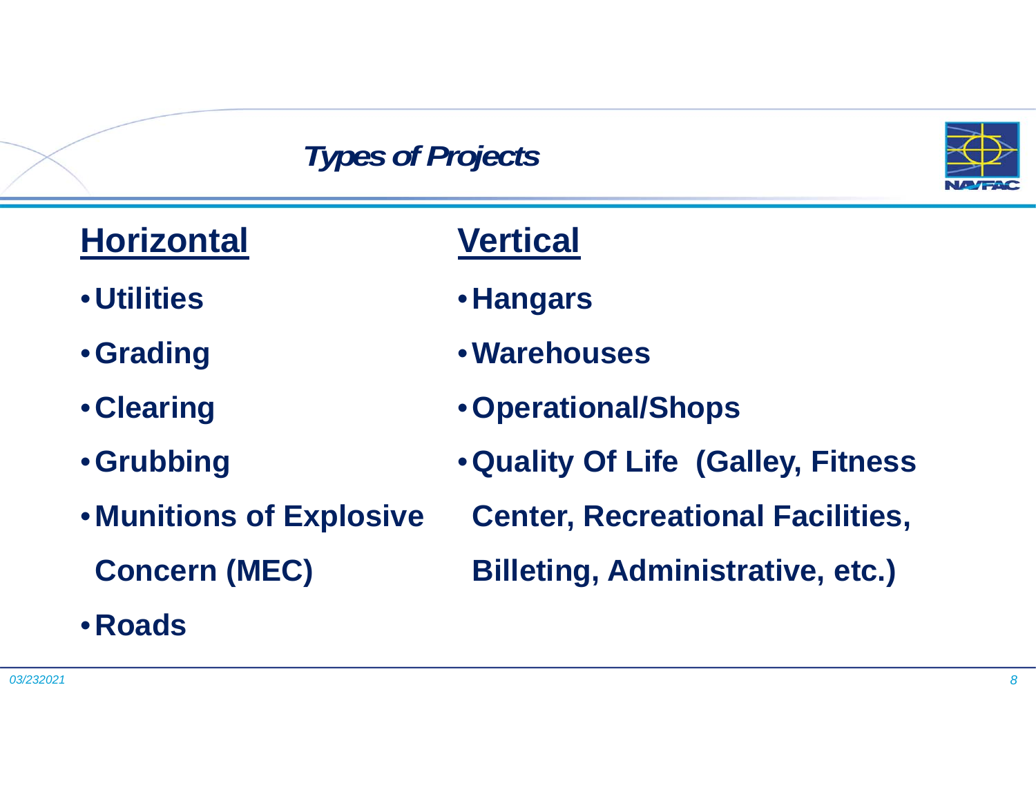## *Types of Projects*

### Horizontal

- Utilities
- Grading
- Clearing
- Grubbing
- Munitions of Explosive Concern (MEC)
- Roads

### Vertical

- Hangars
- Warehouses
- Operational/Shops
- Quality Of Life (Galley, Fitness Center, Recreational Facilities, Billeting, Administrative, etc.)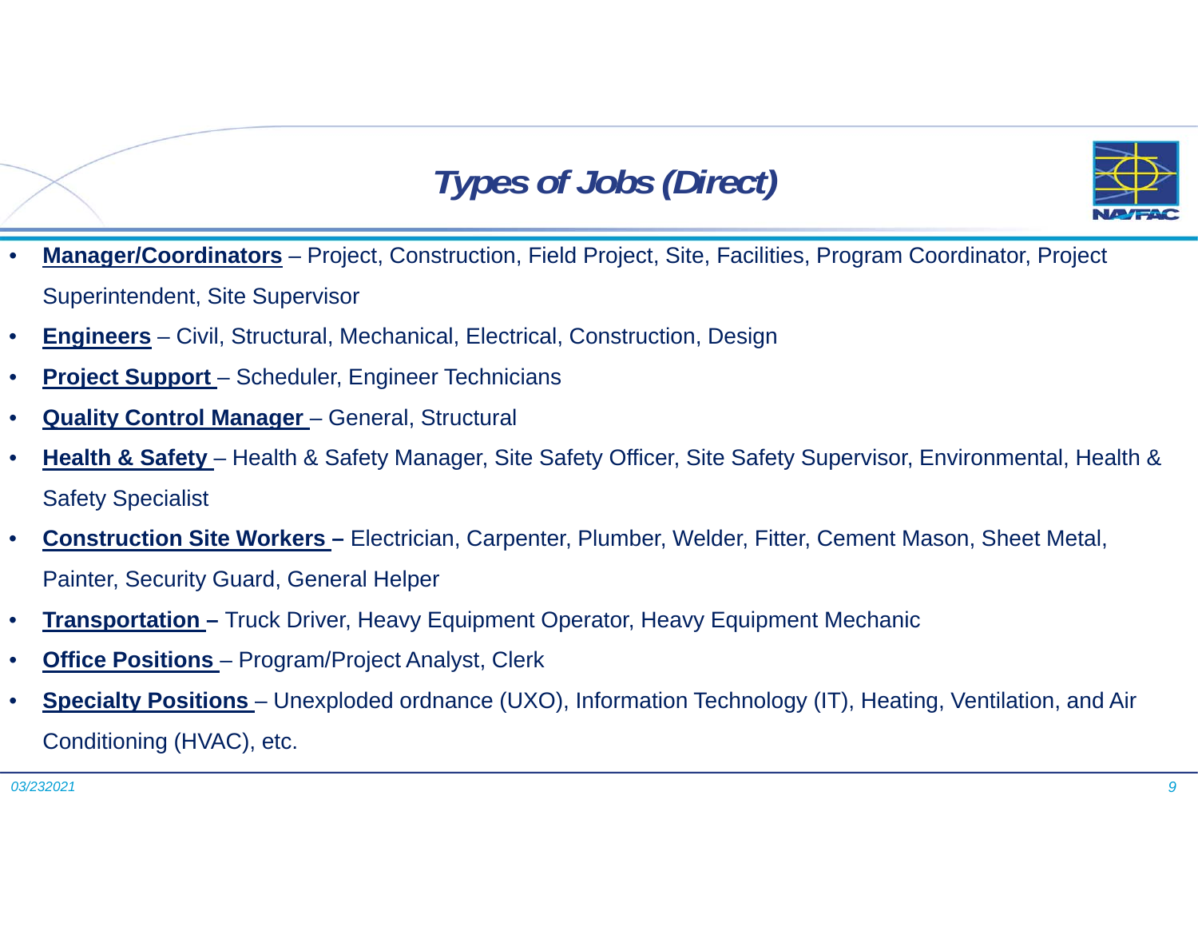# *Types of Jobs (Direct)*

- **Manager/Coordinators** – Project, Construction, Field Project, Site, Facilities, Program Coordinator, Project Superintendent, Site Supervisor
- **Engineers** – Civil, Structural, Mechanical, Electrical, Construction, Design
- **Project Support** – Scheduler, Engineer Technicians
- **Quality Control Manager** – General, Structural
- **Health & Safety** – Health & Safety Manager, Site Safety Officer, Site Safety Supervisor, Environmental, Health & Safety Specialist
- **Construction Site Workers –** Electrician, Carpenter, Plumber, Welder, Fitter, Cement Mason, Sheet Metal, Painter, Security Guard, General Helper
- **Transportation –** Truck Driver, Heavy Equipment Operator, Heavy Equipment Mechanic
- **Office Positions** – Program/Project Analyst, Clerk
- **Specialty Positions** – Unexploded ordnance (UXO), Information Technology (IT), Heating, Ventilation, and Air Conditioning (HVAC), etc.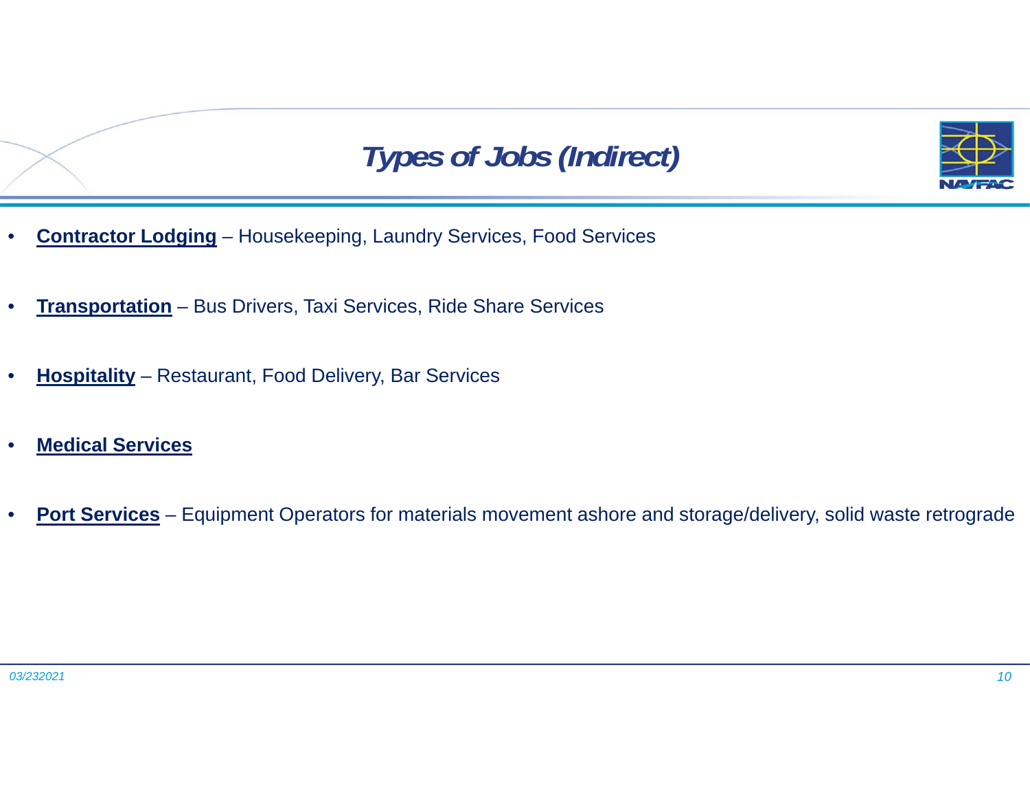# *Types of Jobs (Indirect)*

- **Contractor Lodging** – Housekeeping, Laundry Services, Food Services
- **Transportation** – Bus Drivers, Taxi Services, Ride Share Services
- **Hospitality** – Restaurant, Food Delivery, Bar Services
- **Medical Services**
- **Port Services** – Equipment Operators for materials movement ashore and storage/delivery, solid waste retrograde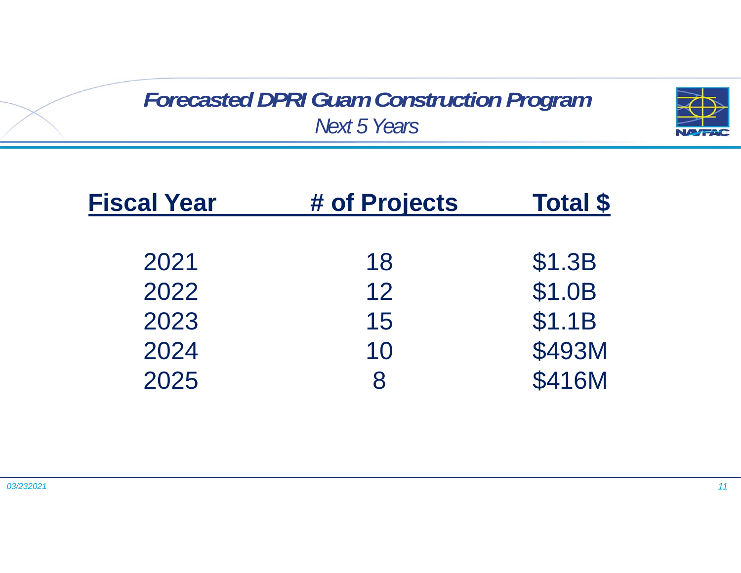# *Forecasted DPRI Guam Construction Program*

*Next 5 Years*

| Fiscal Year | # of Projects | Total $ |
| --- | --- | --- |
| 2021 | 18 | $1.3B |
| 2022 | 12 | $1.0B |
| 2023 | 15 | $1.1B |
| 2024 | 10 | $493M |
| 2025 | 8 | $416M |

*03/232021*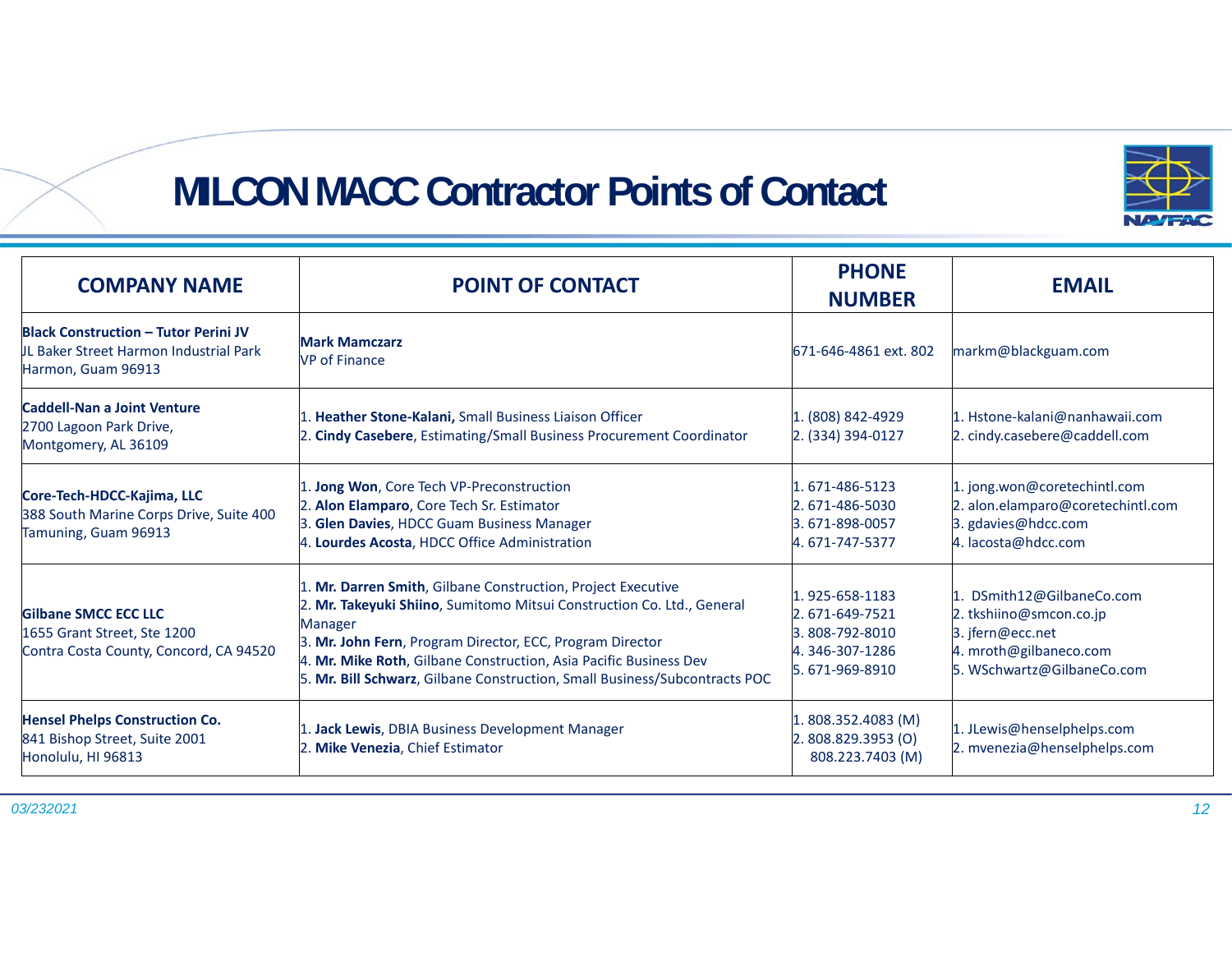# MILCON MACC Contractor Points of Contact

| COMPANY NAME | POINT OF CONTACT | PHONE NUMBER | EMAIL |
|---|---|---|---|
| **Black Construction – Tutor Perini JV**<br>JL Baker Street Harmon Industrial Park<br>Harmon, Guam 96913 | **Mark Mamczarz**<br>VP of Finance | 671-646-4861 ext. 802 | markm@blackguam.com |
| **Caddell-Nan a Joint Venture**<br>2700 Lagoon Park Drive,<br>Montgomery, AL 36109 | 1. **Heather Stone-Kalani,** Small Business Liaison Officer<br>2. **Cindy Casebere**, Estimating/Small Business Procurement Coordinator | 1. (808) 842-4929<br>2. (334) 394-0127 | 1. Hstone-kalani@nanhawaii.com<br>2. cindy.casebere@caddell.com |
| **Core-Tech-HDCC-Kajima, LLC**<br>388 South Marine Corps Drive, Suite 400<br>Tamuning, Guam 96913 | 1. **Jong Won**, Core Tech VP-Preconstruction<br>2. **Alon Elamparo**, Core Tech Sr. Estimator<br>3. **Glen Davies**, HDCC Guam Business Manager<br>4. **Lourdes Acosta**, HDCC Office Administration | 1. 671-486-5123<br>2. 671-486-5030<br>3. 671-898-0057<br>4. 671-747-5377 | 1. jong.won@coretechintl.com<br>2. alon.elamparo@coretechintl.com<br>3. gdavies@hdcc.com<br>4. lacosta@hdcc.com |
| **Gilbane SMCC ECC LLC**<br>1655 Grant Street, Ste 1200<br>Contra Costa County, Concord, CA 94520 | 1. **Mr. Darren Smith**, Gilbane Construction, Project Executive<br>2. **Mr. Takeyuki Shiino**, Sumitomo Mitsui Construction Co. Ltd., General Manager<br>3. **Mr. John Fern**, Program Director, ECC, Program Director<br>4. **Mr. Mike Roth**, Gilbane Construction, Asia Pacific Business Dev<br>5. **Mr. Bill Schwarz**, Gilbane Construction, Small Business/Subcontracts POC | 1. 925-658-1183<br>2. 671-649-7521<br>3. 808-792-8010<br>4. 346-307-1286<br>5. 671-969-8910 | 1. DSmith12@GilbaneCo.com<br>2. tkshiino@smcon.co.jp<br>3. jfern@ecc.net<br>4. mroth@gilbaneco.com<br>5. WSchwartz@GilbaneCo.com |
| **Hensel Phelps Construction Co.**<br>841 Bishop Street, Suite 2001<br>Honolulu, HI 96813 | 1. **Jack Lewis**, DBIA Business Development Manager<br>2. **Mike Venezia**, Chief Estimator | 1. 808.352.4083 (M)<br>2. 808.829.3953 (O)<br>808.223.7403 (M) | 1. JLewis@henselphelps.com<br>2. mvenezia@henselphelps.com |

*03/232021*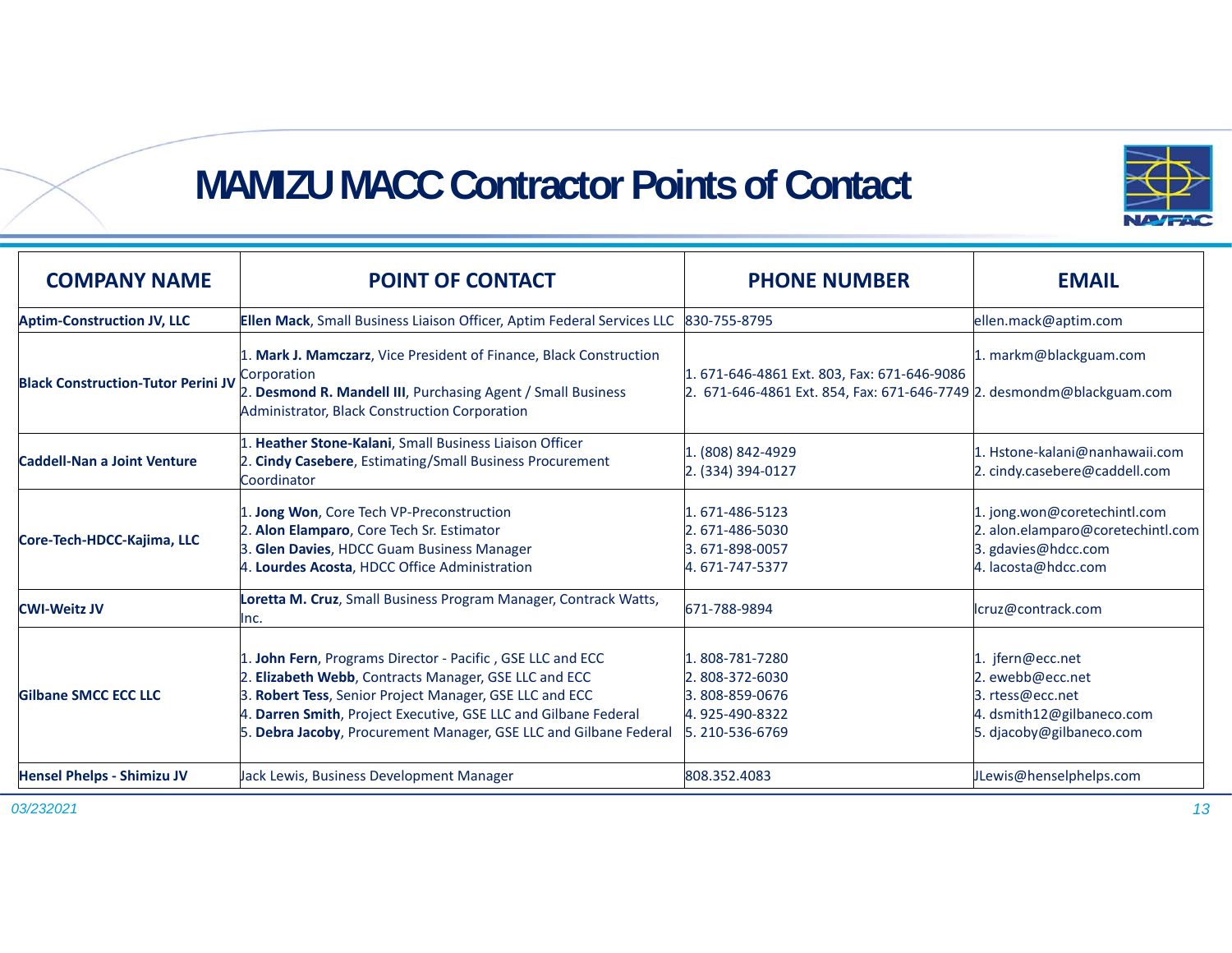# MAMIZU MACC Contractor Points of Contact

| COMPANY NAME | POINT OF CONTACT | PHONE NUMBER | EMAIL |
| --- | --- | --- | --- |
| **Aptim-Construction JV, LLC** | **Ellen Mack**, Small Business Liaison Officer, Aptim Federal Services LLC | 830-755-8795 | ellen.mack@aptim.com |
| **Black Construction-Tutor Perini JV** | 1. **Mark J. Mamczarz**, Vice President of Finance, Black Construction Corporation<br>2. **Desmond R. Mandell III**, Purchasing Agent / Small Business Administrator, Black Construction Corporation | 1. 671-646-4861 Ext. 803, Fax: 671-646-9086<br>2. 671-646-4861 Ext. 854, Fax: 671-646-7749 | 1. markm@blackguam.com<br>2. desmondm@blackguam.com |
| **Caddell-Nan a Joint Venture** | 1. **Heather Stone-Kalani**, Small Business Liaison Officer<br>2. **Cindy Casebere**, Estimating/Small Business Procurement Coordinator | 1. (808) 842-4929<br>2. (334) 394-0127 | 1. Hstone-kalani@nanhawaii.com<br>2. cindy.casebere@caddell.com |
| **Core-Tech-HDCC-Kajima, LLC** | 1. **Jong Won**, Core Tech VP-Preconstruction<br>2. **Alon Elamparo**, Core Tech Sr. Estimator<br>3. **Glen Davies**, HDCC Guam Business Manager<br>4. **Lourdes Acosta**, HDCC Office Administration | 1. 671-486-5123<br>2. 671-486-5030<br>3. 671-898-0057<br>4. 671-747-5377 | 1. jong.won@coretechintl.com<br>2. alon.elamparo@coretechintl.com<br>3. gdavies@hdcc.com<br>4. lacosta@hdcc.com |
| **CWI-Weitz JV** | **Loretta M. Cruz**, Small Business Program Manager, Contrack Watts, Inc. | 671-788-9894 | lcruz@contrack.com |
| **Gilbane SMCC ECC LLC** | 1. **John Fern**, Programs Director - Pacific , GSE LLC and ECC<br>2. **Elizabeth Webb**, Contracts Manager, GSE LLC and ECC<br>3. **Robert Tess**, Senior Project Manager, GSE LLC and ECC<br>4. **Darren Smith**, Project Executive, GSE LLC and Gilbane Federal<br>5. **Debra Jacoby**, Procurement Manager, GSE LLC and Gilbane Federal | 1. 808-781-7280<br>2. 808-372-6030<br>3. 808-859-0676<br>4. 925-490-8322<br>5. 210-536-6769 | 1. jfern@ecc.net<br>2. ewebb@ecc.net<br>3. rtess@ecc.net<br>4. dsmith12@gilbaneco.com<br>5. djacoby@gilbaneco.com |
| **Hensel Phelps - Shimizu JV** | Jack Lewis, Business Development Manager | 808.352.4083 | JLewis@henselphelps.com |

*03/232021*